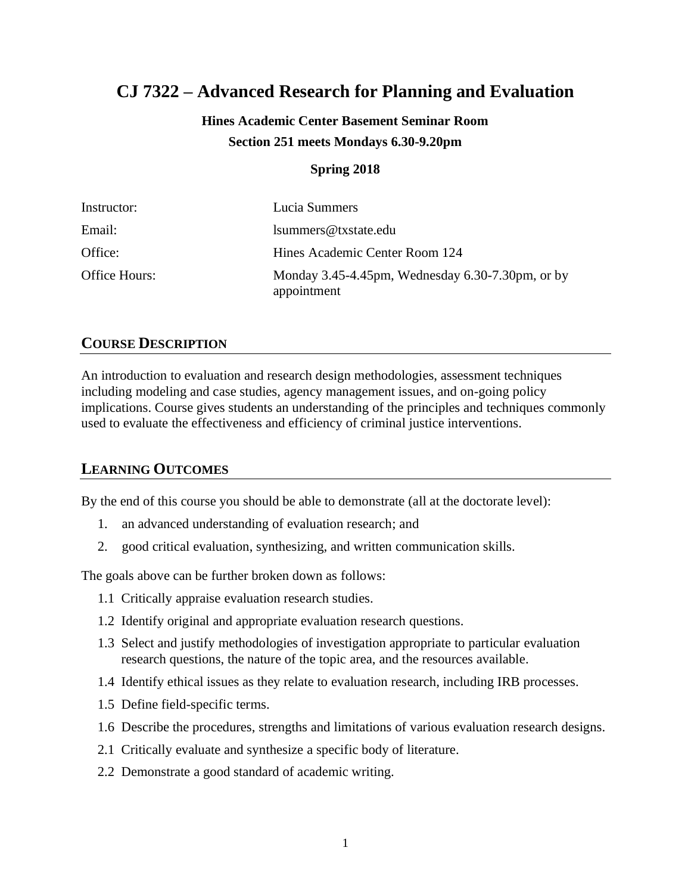# CJ 7322 – Advanced Research for Planning and Evaluation

**Hines Academic Center Basement Seminar Room**

**Section 251 meets Mondays 6.30-9.20pm**

**Spring 2018**

| | |
|---|---|
| Instructor: | Lucia Summers |
| Email: | lsummers@txstate.edu |
| Office: | Hines Academic Center Room 124 |
| Office Hours: | Monday 3.45-4.45pm, Wednesday 6.30-7.30pm, or by appointment |

## COURSE DESCRIPTION

An introduction to evaluation and research design methodologies, assessment techniques including modeling and case studies, agency management issues, and on-going policy implications. Course gives students an understanding of the principles and techniques commonly used to evaluate the effectiveness and efficiency of criminal justice interventions.

## LEARNING OUTCOMES

By the end of this course you should be able to demonstrate (all at the doctorate level):

1. an advanced understanding of evaluation research; and
2. good critical evaluation, synthesizing, and written communication skills.

The goals above can be further broken down as follows:

- 1.1 Critically appraise evaluation research studies.
- 1.2 Identify original and appropriate evaluation research questions.
- 1.3 Select and justify methodologies of investigation appropriate to particular evaluation research questions, the nature of the topic area, and the resources available.
- 1.4 Identify ethical issues as they relate to evaluation research, including IRB processes.
- 1.5 Define field-specific terms.
- 1.6 Describe the procedures, strengths and limitations of various evaluation research designs.
- 2.1 Critically evaluate and synthesize a specific body of literature.
- 2.2 Demonstrate a good standard of academic writing.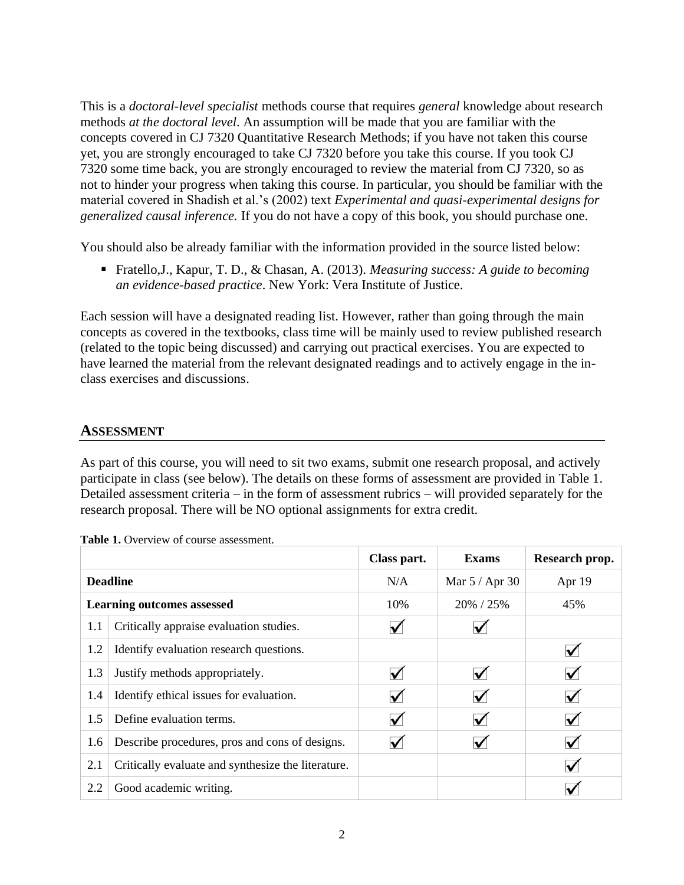This is a *doctoral-level specialist* methods course that requires *general* knowledge about research methods *at the doctoral level*. An assumption will be made that you are familiar with the concepts covered in CJ 7320 Quantitative Research Methods; if you have not taken this course yet, you are strongly encouraged to take CJ 7320 before you take this course. If you took CJ 7320 some time back, you are strongly encouraged to review the material from CJ 7320, so as not to hinder your progress when taking this course. In particular, you should be familiar with the material covered in Shadish et al.'s (2002) text *Experimental and quasi-experimental designs for generalized causal inference.* If you do not have a copy of this book, you should purchase one.

You should also be already familiar with the information provided in the source listed below:

- Fratello,J., Kapur, T. D., & Chasan, A. (2013). *Measuring success: A guide to becoming an evidence-based practice*. New York: Vera Institute of Justice.

Each session will have a designated reading list. However, rather than going through the main concepts as covered in the textbooks, class time will be mainly used to review published research (related to the topic being discussed) and carrying out practical exercises. You are expected to have learned the material from the relevant designated readings and to actively engage in the in-class exercises and discussions.

## ASSESSMENT

As part of this course, you will need to sit two exams, submit one research proposal, and actively participate in class (see below). The details on these forms of assessment are provided in Table 1. Detailed assessment criteria – in the form of assessment rubrics – will provided separately for the research proposal. There will be NO optional assignments for extra credit.

**Table 1.** Overview of course assessment.

| | | Class part. | Exams | Research prop. |
|---|---|---|---|---|
| **Deadline** | | N/A | Mar 5 / Apr 30 | Apr 19 |
| **Learning outcomes assessed** | | 10% | 20% / 25% | 45% |
| 1.1 | Critically appraise evaluation studies. | ✓ | ✓ | |
| 1.2 | Identify evaluation research questions. | | | ✓ |
| 1.3 | Justify methods appropriately. | ✓ | ✓ | ✓ |
| 1.4 | Identify ethical issues for evaluation. | ✓ | ✓ | ✓ |
| 1.5 | Define evaluation terms. | ✓ | ✓ | ✓ |
| 1.6 | Describe procedures, pros and cons of designs. | ✓ | ✓ | ✓ |
| 2.1 | Critically evaluate and synthesize the literature. | | | ✓ |
| 2.2 | Good academic writing. | | | ✓ |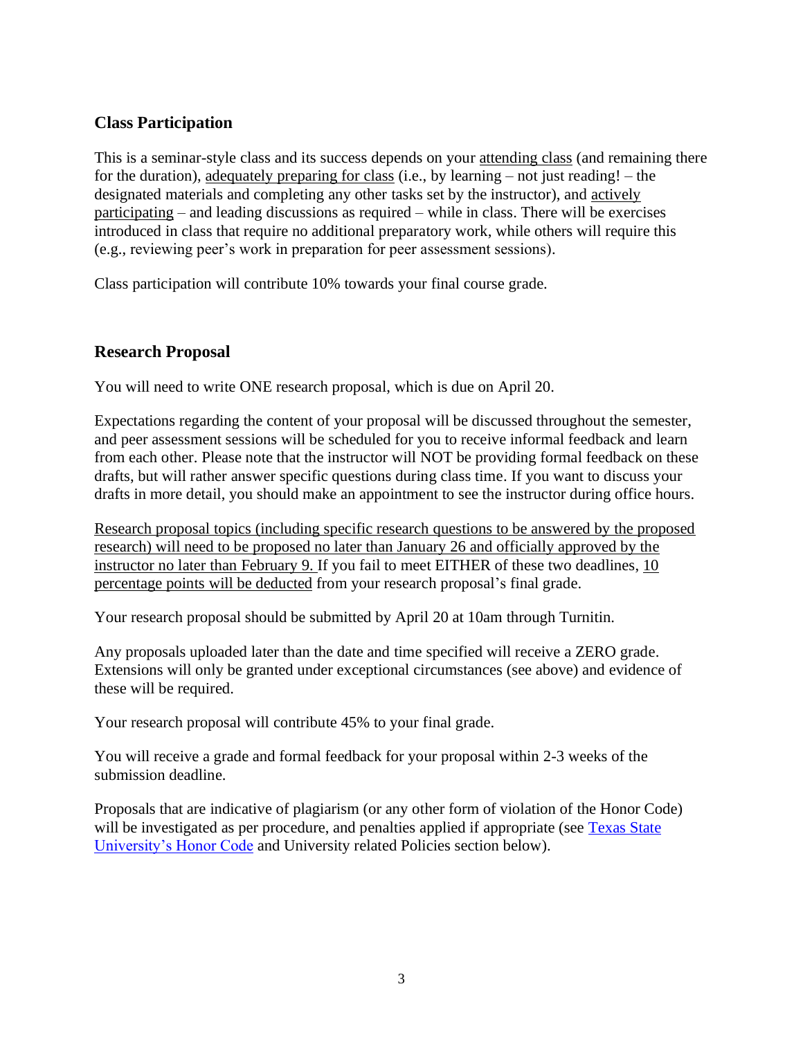## Class Participation

This is a seminar-style class and its success depends on your attending class (and remaining there for the duration), adequately preparing for class (i.e., by learning – not just reading! – the designated materials and completing any other tasks set by the instructor), and actively participating – and leading discussions as required – while in class. There will be exercises introduced in class that require no additional preparatory work, while others will require this (e.g., reviewing peer's work in preparation for peer assessment sessions).

Class participation will contribute 10% towards your final course grade.

## Research Proposal

You will need to write ONE research proposal, which is due on April 20.

Expectations regarding the content of your proposal will be discussed throughout the semester, and peer assessment sessions will be scheduled for you to receive informal feedback and learn from each other. Please note that the instructor will NOT be providing formal feedback on these drafts, but will rather answer specific questions during class time. If you want to discuss your drafts in more detail, you should make an appointment to see the instructor during office hours.

Research proposal topics (including specific research questions to be answered by the proposed research) will need to be proposed no later than January 26 and officially approved by the instructor no later than February 9. If you fail to meet EITHER of these two deadlines, 10 percentage points will be deducted from your research proposal's final grade.

Your research proposal should be submitted by April 20 at 10am through Turnitin.

Any proposals uploaded later than the date and time specified will receive a ZERO grade. Extensions will only be granted under exceptional circumstances (see above) and evidence of these will be required.

Your research proposal will contribute 45% to your final grade.

You will receive a grade and formal feedback for your proposal within 2-3 weeks of the submission deadline.

Proposals that are indicative of plagiarism (or any other form of violation of the Honor Code) will be investigated as per procedure, and penalties applied if appropriate (see Texas State University's Honor Code and University related Policies section below).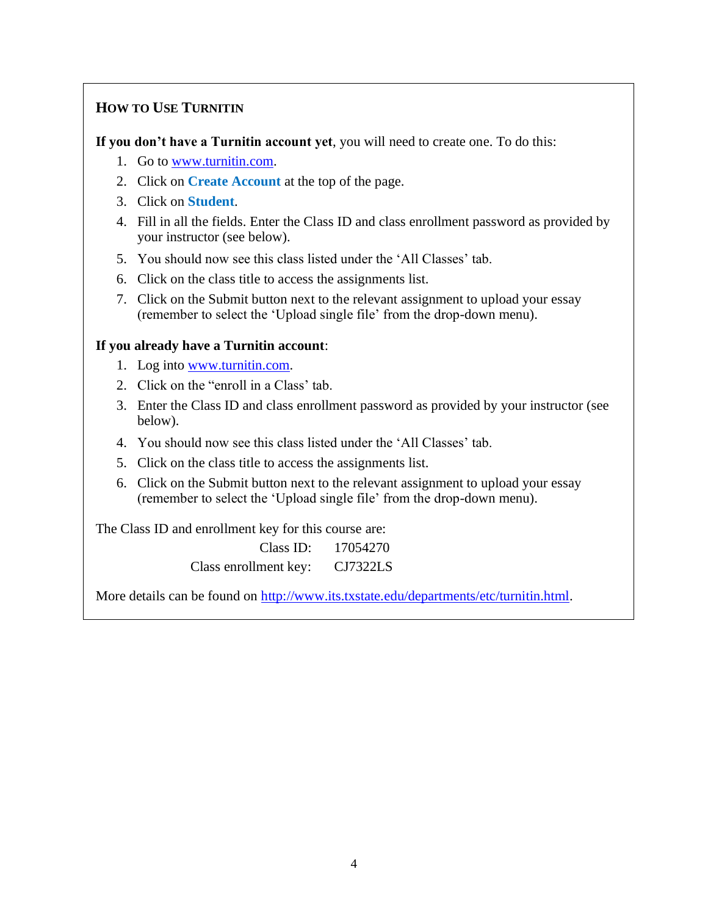## How to Use Turnitin

**If you don't have a Turnitin account yet**, you will need to create one. To do this:

1. Go to www.turnitin.com.
2. Click on **Create Account** at the top of the page.
3. Click on **Student**.
4. Fill in all the fields. Enter the Class ID and class enrollment password as provided by your instructor (see below).
5. You should now see this class listed under the 'All Classes' tab.
6. Click on the class title to access the assignments list.
7. Click on the Submit button next to the relevant assignment to upload your essay (remember to select the 'Upload single file' from the drop-down menu).

**If you already have a Turnitin account**:

1. Log into www.turnitin.com.
2. Click on the "enroll in a Class' tab.
3. Enter the Class ID and class enrollment password as provided by your instructor (see below).
4. You should now see this class listed under the 'All Classes' tab.
5. Click on the class title to access the assignments list.
6. Click on the Submit button next to the relevant assignment to upload your essay (remember to select the 'Upload single file' from the drop-down menu).

The Class ID and enrollment key for this course are:

Class ID: 17054270
Class enrollment key: CJ7322LS

More details can be found on http://www.its.txstate.edu/departments/etc/turnitin.html.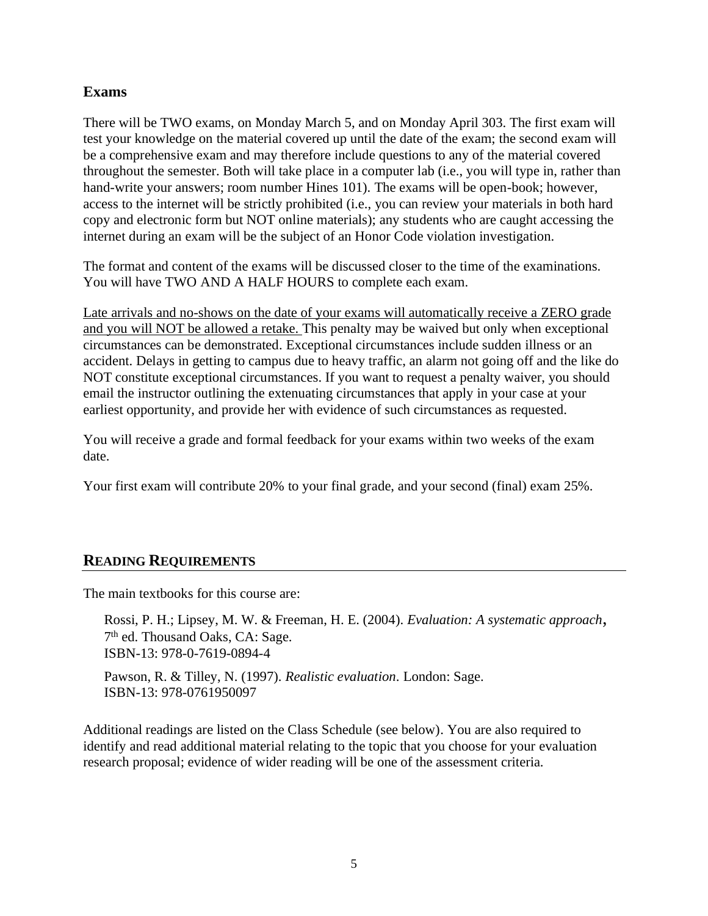## Exams

There will be TWO exams, on Monday March 5, and on Monday April 303. The first exam will test your knowledge on the material covered up until the date of the exam; the second exam will be a comprehensive exam and may therefore include questions to any of the material covered throughout the semester. Both will take place in a computer lab (i.e., you will type in, rather than hand-write your answers; room number Hines 101). The exams will be open-book; however, access to the internet will be strictly prohibited (i.e., you can review your materials in both hard copy and electronic form but NOT online materials); any students who are caught accessing the internet during an exam will be the subject of an Honor Code violation investigation.

The format and content of the exams will be discussed closer to the time of the examinations. You will have TWO AND A HALF HOURS to complete each exam.

<u>Late arrivals and no-shows on the date of your exams will automatically receive a ZERO grade and you will NOT be allowed a retake.</u> This penalty may be waived but only when exceptional circumstances can be demonstrated. Exceptional circumstances include sudden illness or an accident. Delays in getting to campus due to heavy traffic, an alarm not going off and the like do NOT constitute exceptional circumstances. If you want to request a penalty waiver, you should email the instructor outlining the extenuating circumstances that apply in your case at your earliest opportunity, and provide her with evidence of such circumstances as requested.

You will receive a grade and formal feedback for your exams within two weeks of the exam date.

Your first exam will contribute 20% to your final grade, and your second (final) exam 25%.

## READING REQUIREMENTS

The main textbooks for this course are:

> Rossi, P. H.; Lipsey, M. W. & Freeman, H. E. (2004). *Evaluation: A systematic approach*, 7th ed. Thousand Oaks, CA: Sage.
> ISBN-13: 978-0-7619-0894-4
>
> Pawson, R. & Tilley, N. (1997). *Realistic evaluation*. London: Sage.
> ISBN-13: 978-0761950097

Additional readings are listed on the Class Schedule (see below). You are also required to identify and read additional material relating to the topic that you choose for your evaluation research proposal; evidence of wider reading will be one of the assessment criteria.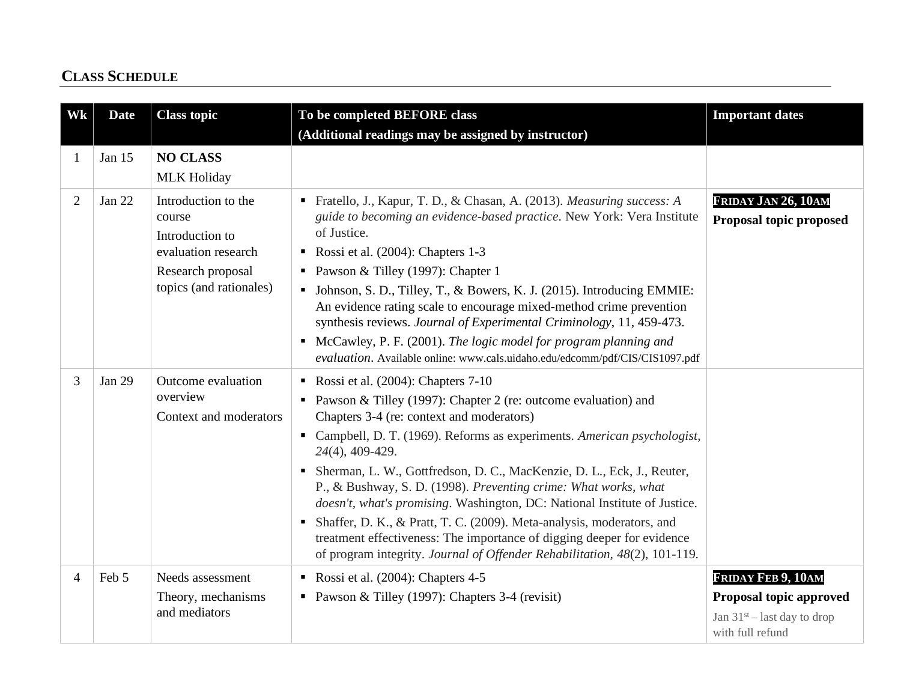## CLASS SCHEDULE

| Wk | Date | Class topic | To be completed BEFORE class<br>(Additional readings may be assigned by instructor) | Important dates |
|---|---|---|---|---|
| 1 | Jan 15 | **NO CLASS**<br>MLK Holiday | | |
| 2 | Jan 22 | Introduction to the course<br>Introduction to evaluation research<br>Research proposal topics (and rationales) | ▪ Fratello, J., Kapur, T. D., & Chasan, A. (2013). *Measuring success: A guide to becoming an evidence-based practice*. New York: Vera Institute of Justice.<br>▪ Rossi et al. (2004): Chapters 1-3<br>▪ Pawson & Tilley (1997): Chapter 1<br>▪ Johnson, S. D., Tilley, T., & Bowers, K. J. (2015). Introducing EMMIE: An evidence rating scale to encourage mixed-method crime prevention synthesis reviews. *Journal of Experimental Criminology*, 11, 459-473.<br>▪ McCawley, P. F. (2001). *The logic model for program planning and evaluation*. Available online: www.cals.uidaho.edu/edcomm/pdf/CIS/CIS1097.pdf | **FRIDAY JAN 26, 10AM**<br>**Proposal topic proposed** |
| 3 | Jan 29 | Outcome evaluation overview<br>Context and moderators | ▪ Rossi et al. (2004): Chapters 7-10<br>▪ Pawson & Tilley (1997): Chapter 2 (re: outcome evaluation) and Chapters 3-4 (re: context and moderators)<br>▪ Campbell, D. T. (1969). Reforms as experiments. *American psychologist*, *24*(4), 409-429.<br>▪ Sherman, L. W., Gottfredson, D. C., MacKenzie, D. L., Eck, J., Reuter, P., & Bushway, S. D. (1998). *Preventing crime: What works, what doesn't, what's promising*. Washington, DC: National Institute of Justice.<br>▪ Shaffer, D. K., & Pratt, T. C. (2009). Meta-analysis, moderators, and treatment effectiveness: The importance of digging deeper for evidence of program integrity. *Journal of Offender Rehabilitation*, *48*(2), 101-119. | |
| 4 | Feb 5 | Needs assessment<br>Theory, mechanisms and mediators | ▪ Rossi et al. (2004): Chapters 4-5<br>▪ Pawson & Tilley (1997): Chapters 3-4 (revisit) | **FRIDAY FEB 9, 10AM**<br>**Proposal topic approved**<br>Jan 31st – last day to drop with full refund |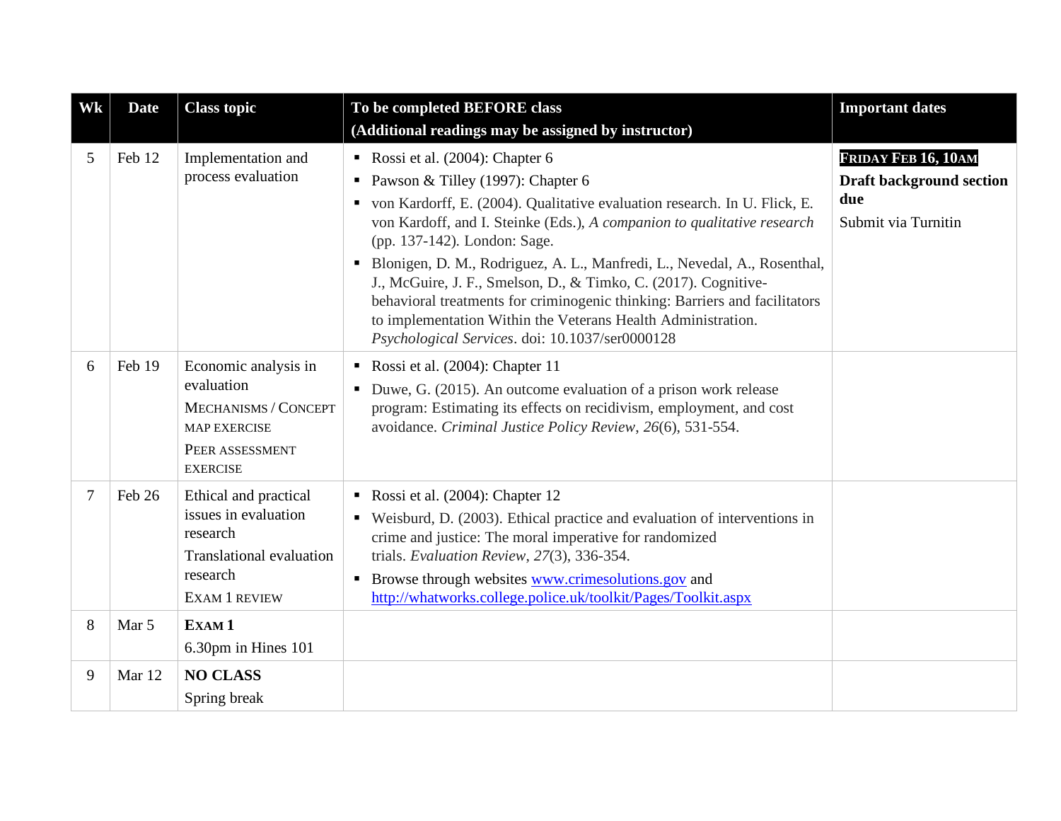| Wk | Date | Class topic | To be completed BEFORE class (Additional readings may be assigned by instructor) | Important dates |
|---|---|---|---|---|
| 5 | Feb 12 | Implementation and process evaluation | ▪ Rossi et al. (2004): Chapter 6<br>▪ Pawson & Tilley (1997): Chapter 6<br>▪ von Kardorff, E. (2004). Qualitative evaluation research. In U. Flick, E. von Kardorff, and I. Steinke (Eds.), *A companion to qualitative research* (pp. 137-142). London: Sage.<br>▪ Blonigen, D. M., Rodriguez, A. L., Manfredi, L., Nevedal, A., Rosenthal, J., McGuire, J. F., Smelson, D., & Timko, C. (2017). Cognitive-behavioral treatments for criminogenic thinking: Barriers and facilitators to implementation Within the Veterans Health Administration. *Psychological Services*. doi: 10.1037/ser0000128 | **FRIDAY FEB 16, 10AM**<br>**Draft background section due**<br>Submit via Turnitin |
| 6 | Feb 19 | Economic analysis in evaluation<br>MECHANISMS / CONCEPT MAP EXERCISE<br>PEER ASSESSMENT EXERCISE | ▪ Rossi et al. (2004): Chapter 11<br>▪ Duwe, G. (2015). An outcome evaluation of a prison work release program: Estimating its effects on recidivism, employment, and cost avoidance. *Criminal Justice Policy Review*, *26*(6), 531-554. | |
| 7 | Feb 26 | Ethical and practical issues in evaluation research<br>Translational evaluation research<br>EXAM 1 REVIEW | ▪ Rossi et al. (2004): Chapter 12<br>▪ Weisburd, D. (2003). Ethical practice and evaluation of interventions in crime and justice: The moral imperative for randomized trials. *Evaluation Review*, *27*(3), 336-354.<br>▪ Browse through websites [www.crimesolutions.gov](http://www.crimesolutions.gov) and [http://whatworks.college.police.uk/toolkit/Pages/Toolkit.aspx](http://whatworks.college.police.uk/toolkit/Pages/Toolkit.aspx) | |
| 8 | Mar 5 | **EXAM 1**<br>6.30pm in Hines 101 | | |
| 9 | Mar 12 | **NO CLASS**<br>Spring break | | |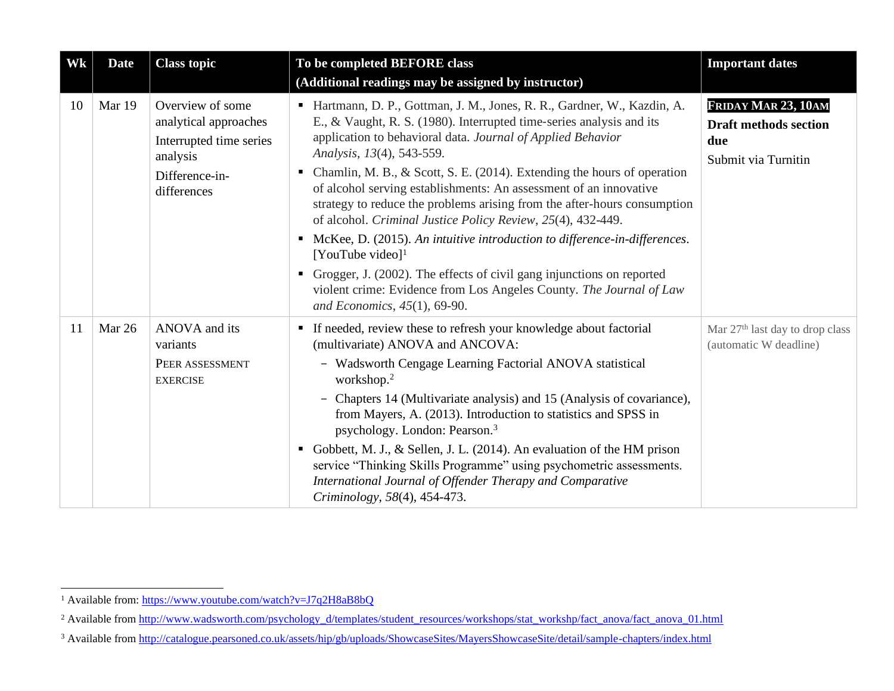| Wk | Date | Class topic | To be completed BEFORE class (Additional readings may be assigned by instructor) | Important dates |
|---|---|---|---|---|
| 10 | Mar 19 | Overview of some analytical approaches<br>Interrupted time series analysis<br>Difference-in-differences | ▪ Hartmann, D. P., Gottman, J. M., Jones, R. R., Gardner, W., Kazdin, A. E., & Vaught, R. S. (1980). Interrupted time-series analysis and its application to behavioral data. *Journal of Applied Behavior Analysis*, *13*(4), 543-559.<br>▪ Chamlin, M. B., & Scott, S. E. (2014). Extending the hours of operation of alcohol serving establishments: An assessment of an innovative strategy to reduce the problems arising from the after-hours consumption of alcohol. *Criminal Justice Policy Review*, *25*(4), 432-449.<br>▪ McKee, D. (2015). *An intuitive introduction to difference-in-differences*. [YouTube video][1]<br>▪ Grogger, J. (2002). The effects of civil gang injunctions on reported violent crime: Evidence from Los Angeles County. *The Journal of Law and Economics*, *45*(1), 69-90. | **FRIDAY MAR 23, 10AM**<br>**Draft methods section due**<br>Submit via Turnitin |
| 11 | Mar 26 | ANOVA and its variants<br>PEER ASSESSMENT EXERCISE | ▪ If needed, review these to refresh your knowledge about factorial (multivariate) ANOVA and ANCOVA:<br>– Wadsworth Cengage Learning Factorial ANOVA statistical workshop.[2]<br>– Chapters 14 (Multivariate analysis) and 15 (Analysis of covariance), from Mayers, A. (2013). Introduction to statistics and SPSS in psychology. London: Pearson.[3]<br>▪ Gobbett, M. J., & Sellen, J. L. (2014). An evaluation of the HM prison service "Thinking Skills Programme" using psychometric assessments. *International Journal of Offender Therapy and Comparative Criminology*, *58*(4), 454-473. | Mar 27th last day to drop class (automatic W deadline) |

[1] Available from: https://www.youtube.com/watch?v=J7q2H8aB8bQ

[2] Available from http://www.wadsworth.com/psychology_d/templates/student_resources/workshops/stat_workshp/fact_anova/fact_anova_01.html

[3] Available from http://catalogue.pearsoned.co.uk/assets/hip/gb/uploads/ShowcaseSites/MayersShowcaseSite/detail/sample-chapters/index.html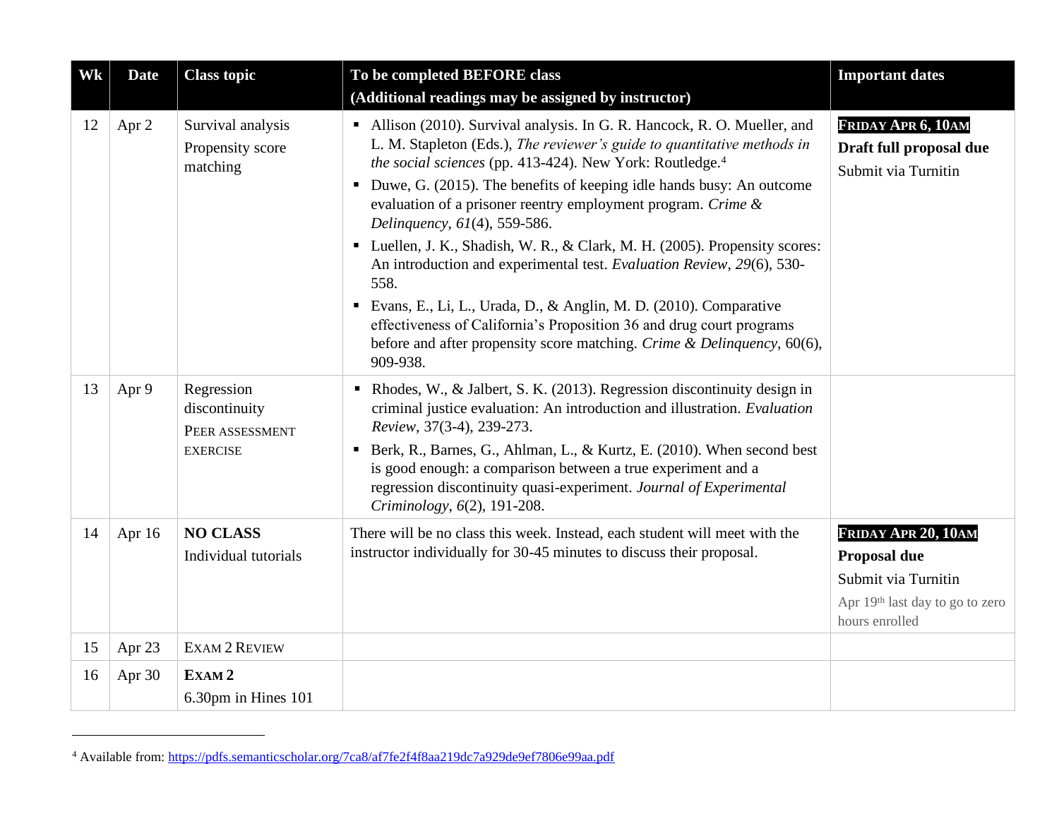| Wk | Date | Class topic | To be completed BEFORE class (Additional readings may be assigned by instructor) | Important dates |
| --- | --- | --- | --- | --- |
| 12 | Apr 2 | Survival analysis<br>Propensity score matching | ▪ Allison (2010). Survival analysis. In G. R. Hancock, R. O. Mueller, and L. M. Stapleton (Eds.), *The reviewer's guide to quantitative methods in the social sciences* (pp. 413-424). New York: Routledge.[4]<br>▪ Duwe, G. (2015). The benefits of keeping idle hands busy: An outcome evaluation of a prisoner reentry employment program. *Crime & Delinquency*, *61*(4), 559-586.<br>▪ Luellen, J. K., Shadish, W. R., & Clark, M. H. (2005). Propensity scores: An introduction and experimental test. *Evaluation Review*, *29*(6), 530-558.<br>▪ Evans, E., Li, L., Urada, D., & Anglin, M. D. (2010). Comparative effectiveness of California's Proposition 36 and drug court programs before and after propensity score matching. *Crime & Delinquency*, 60(6), 909-938. | **FRIDAY APR 6, 10AM**<br>**Draft full proposal due**<br>Submit via Turnitin |
| 13 | Apr 9 | Regression discontinuity<br>PEER ASSESSMENT EXERCISE | ▪ Rhodes, W., & Jalbert, S. K. (2013). Regression discontinuity design in criminal justice evaluation: An introduction and illustration. *Evaluation Review*, 37(3-4), 239-273.<br>▪ Berk, R., Barnes, G., Ahlman, L., & Kurtz, E. (2010). When second best is good enough: a comparison between a true experiment and a regression discontinuity quasi-experiment. *Journal of Experimental Criminology*, *6*(2), 191-208. | |
| 14 | Apr 16 | **NO CLASS**<br>Individual tutorials | There will be no class this week. Instead, each student will meet with the instructor individually for 30-45 minutes to discuss their proposal. | **FRIDAY APR 20, 10AM**<br>**Proposal due**<br>Submit via Turnitin<br>Apr 19th last day to go to zero hours enrolled |
| 15 | Apr 23 | EXAM 2 REVIEW | | |
| 16 | Apr 30 | **EXAM 2**<br>6.30pm in Hines 101 | | |

[4] Available from: https://pdfs.semanticscholar.org/7ca8/af7fe2f4f8aa219dc7a929de9ef7806e99aa.pdf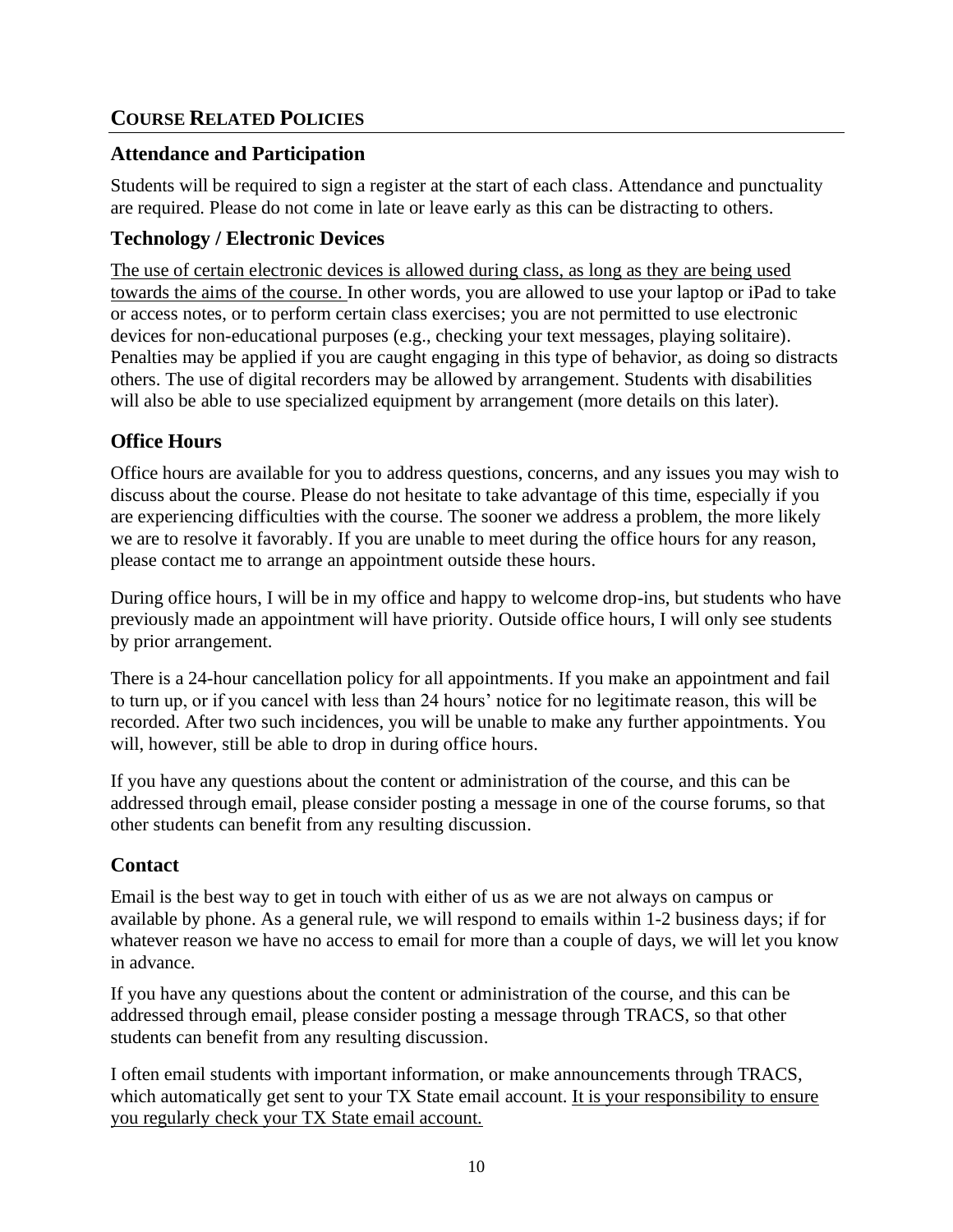## COURSE RELATED POLICIES

### Attendance and Participation

Students will be required to sign a register at the start of each class. Attendance and punctuality are required. Please do not come in late or leave early as this can be distracting to others.

### Technology / Electronic Devices

<u>The use of certain electronic devices is allowed during class, as long as they are being used towards the aims of the course.</u> In other words, you are allowed to use your laptop or iPad to take or access notes, or to perform certain class exercises; you are not permitted to use electronic devices for non-educational purposes (e.g., checking your text messages, playing solitaire). Penalties may be applied if you are caught engaging in this type of behavior, as doing so distracts others. The use of digital recorders may be allowed by arrangement. Students with disabilities will also be able to use specialized equipment by arrangement (more details on this later).

### Office Hours

Office hours are available for you to address questions, concerns, and any issues you may wish to discuss about the course. Please do not hesitate to take advantage of this time, especially if you are experiencing difficulties with the course. The sooner we address a problem, the more likely we are to resolve it favorably. If you are unable to meet during the office hours for any reason, please contact me to arrange an appointment outside these hours.

During office hours, I will be in my office and happy to welcome drop-ins, but students who have previously made an appointment will have priority. Outside office hours, I will only see students by prior arrangement.

There is a 24-hour cancellation policy for all appointments. If you make an appointment and fail to turn up, or if you cancel with less than 24 hours' notice for no legitimate reason, this will be recorded. After two such incidences, you will be unable to make any further appointments. You will, however, still be able to drop in during office hours.

If you have any questions about the content or administration of the course, and this can be addressed through email, please consider posting a message in one of the course forums, so that other students can benefit from any resulting discussion.

### Contact

Email is the best way to get in touch with either of us as we are not always on campus or available by phone. As a general rule, we will respond to emails within 1-2 business days; if for whatever reason we have no access to email for more than a couple of days, we will let you know in advance.

If you have any questions about the content or administration of the course, and this can be addressed through email, please consider posting a message through TRACS, so that other students can benefit from any resulting discussion.

I often email students with important information, or make announcements through TRACS, which automatically get sent to your TX State email account. <u>It is your responsibility to ensure you regularly check your TX State email account.</u>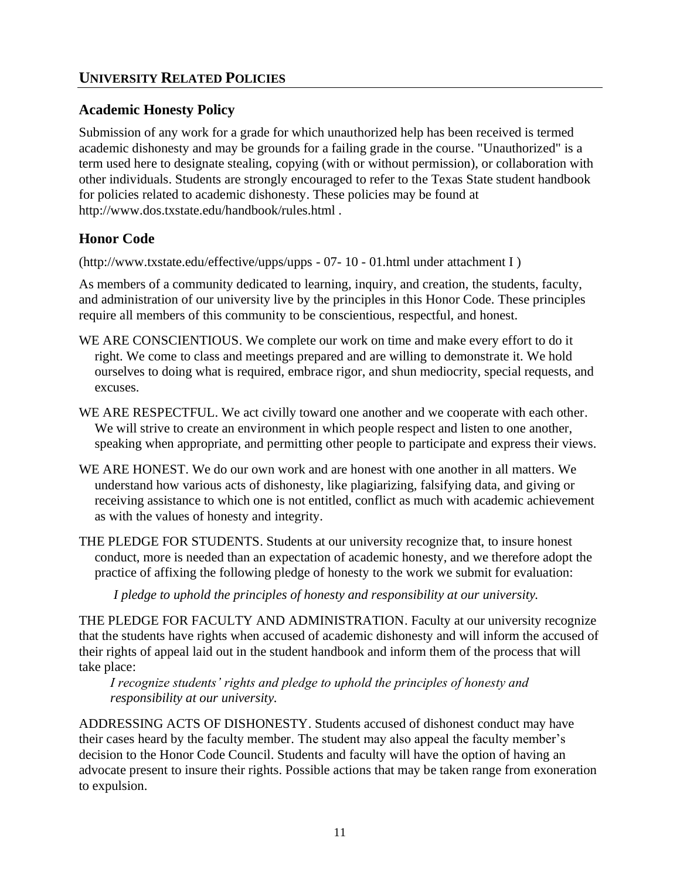## UNIVERSITY RELATED POLICIES

### Academic Honesty Policy

Submission of any work for a grade for which unauthorized help has been received is termed academic dishonesty and may be grounds for a failing grade in the course. "Unauthorized" is a term used here to designate stealing, copying (with or without permission), or collaboration with other individuals. Students are strongly encouraged to refer to the Texas State student handbook for policies related to academic dishonesty. These policies may be found at http://www.dos.txstate.edu/handbook/rules.html .

### Honor Code

(http://www.txstate.edu/effective/upps/upps - 07- 10 - 01.html under attachment I )

As members of a community dedicated to learning, inquiry, and creation, the students, faculty, and administration of our university live by the principles in this Honor Code. These principles require all members of this community to be conscientious, respectful, and honest.

WE ARE CONSCIENTIOUS. We complete our work on time and make every effort to do it right. We come to class and meetings prepared and are willing to demonstrate it. We hold ourselves to doing what is required, embrace rigor, and shun mediocrity, special requests, and excuses.

WE ARE RESPECTFUL. We act civilly toward one another and we cooperate with each other. We will strive to create an environment in which people respect and listen to one another, speaking when appropriate, and permitting other people to participate and express their views.

WE ARE HONEST. We do our own work and are honest with one another in all matters. We understand how various acts of dishonesty, like plagiarizing, falsifying data, and giving or receiving assistance to which one is not entitled, conflict as much with academic achievement as with the values of honesty and integrity.

THE PLEDGE FOR STUDENTS. Students at our university recognize that, to insure honest conduct, more is needed than an expectation of academic honesty, and we therefore adopt the practice of affixing the following pledge of honesty to the work we submit for evaluation:

*I pledge to uphold the principles of honesty and responsibility at our university.*

THE PLEDGE FOR FACULTY AND ADMINISTRATION. Faculty at our university recognize that the students have rights when accused of academic dishonesty and will inform the accused of their rights of appeal laid out in the student handbook and inform them of the process that will take place:

*I recognize students' rights and pledge to uphold the principles of honesty and responsibility at our university.*

ADDRESSING ACTS OF DISHONESTY. Students accused of dishonest conduct may have their cases heard by the faculty member. The student may also appeal the faculty member's decision to the Honor Code Council. Students and faculty will have the option of having an advocate present to insure their rights. Possible actions that may be taken range from exoneration to expulsion.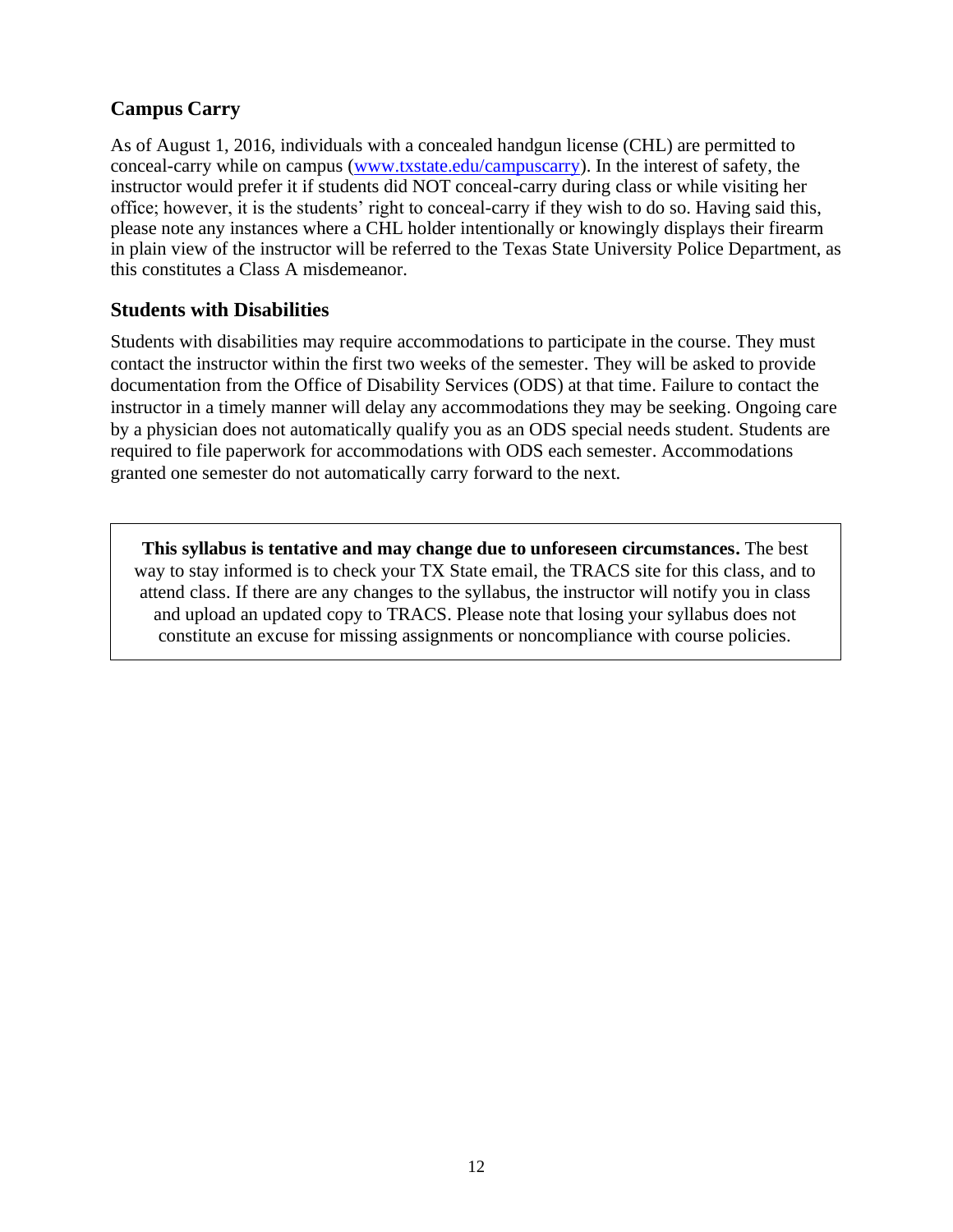## Campus Carry

As of August 1, 2016, individuals with a concealed handgun license (CHL) are permitted to conceal-carry while on campus ([www.txstate.edu/campuscarry](http://www.txstate.edu/campuscarry)). In the interest of safety, the instructor would prefer it if students did NOT conceal-carry during class or while visiting her office; however, it is the students' right to conceal-carry if they wish to do so. Having said this, please note any instances where a CHL holder intentionally or knowingly displays their firearm in plain view of the instructor will be referred to the Texas State University Police Department, as this constitutes a Class A misdemeanor.

## Students with Disabilities

Students with disabilities may require accommodations to participate in the course. They must contact the instructor within the first two weeks of the semester. They will be asked to provide documentation from the Office of Disability Services (ODS) at that time. Failure to contact the instructor in a timely manner will delay any accommodations they may be seeking. Ongoing care by a physician does not automatically qualify you as an ODS special needs student. Students are required to file paperwork for accommodations with ODS each semester. Accommodations granted one semester do not automatically carry forward to the next.

**This syllabus is tentative and may change due to unforeseen circumstances.** The best way to stay informed is to check your TX State email, the TRACS site for this class, and to attend class. If there are any changes to the syllabus, the instructor will notify you in class and upload an updated copy to TRACS. Please note that losing your syllabus does not constitute an excuse for missing assignments or noncompliance with course policies.